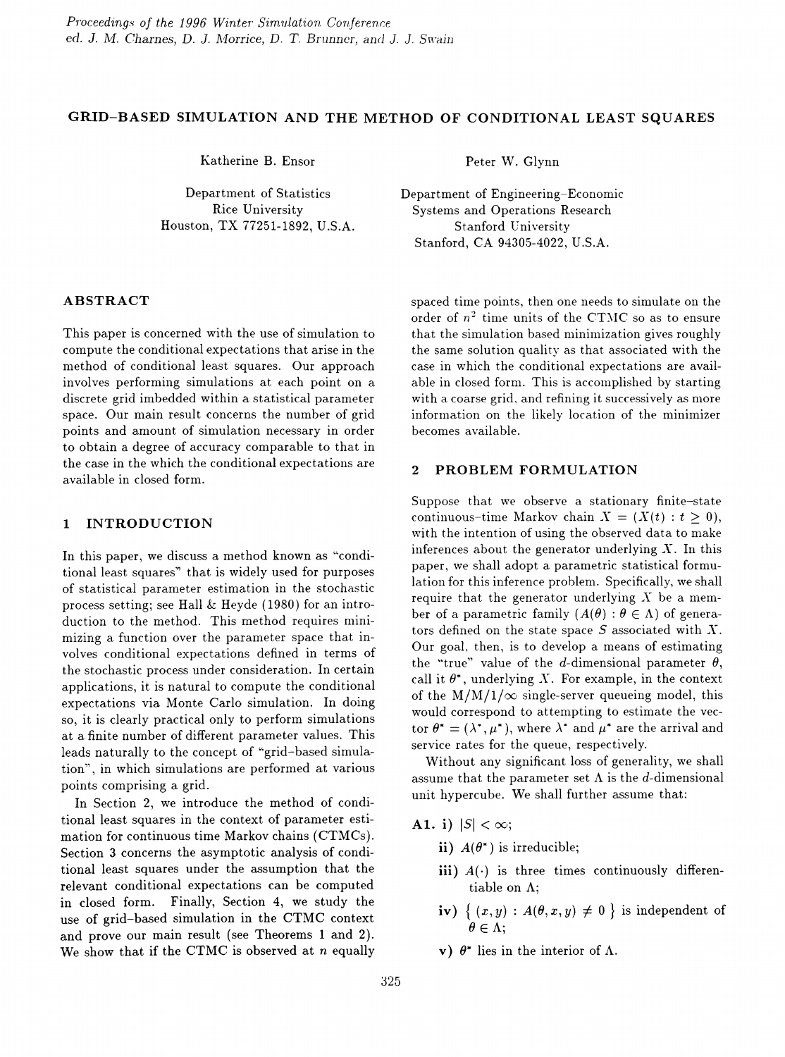# GRID-BASED SIMULATION AND THE METHOD OF CONDITIONAL LEAST SQUARES

Katherine B. Ensor

Department of Statistics
Rice University
Houston, TX 77251-1892, U.S.A.

Peter W. Glynn

Department of Engineering-Economic
Systems and Operations Research
Stanford University
Stanford, CA 94305-4022, U.S.A.

## ABSTRACT

This paper is concerned with the use of simulation to compute the conditional expectations that arise in the method of conditional least squares. Our approach involves performing simulations at each point on a discrete grid imbedded within a statistical parameter space. Our main result concerns the number of grid points and amount of simulation necessary in order to obtain a degree of accuracy comparable to that in the case in the which the conditional expectations are available in closed form.

## 1 INTRODUCTION

In this paper, we discuss a method known as "conditional least squares" that is widely used for purposes of statistical parameter estimation in the stochastic process setting; see Hall & Heyde (1980) for an introduction to the method. This method requires minimizing a function over the parameter space that involves conditional expectations defined in terms of the stochastic process under consideration. In certain applications, it is natural to compute the conditional expectations via Monte Carlo simulation. In doing so, it is clearly practical only to perform simulations at a finite number of different parameter values. This leads naturally to the concept of "grid-based simulation", in which simulations are performed at various points comprising a grid.

In Section 2, we introduce the method of conditional least squares in the context of parameter estimation for continuous time Markov chains (CTMCs). Section 3 concerns the asymptotic analysis of conditional least squares under the assumption that the relevant conditional expectations can be computed in closed form. Finally, Section 4, we study the use of grid-based simulation in the CTMC context and prove our main result (see Theorems 1 and 2). We show that if the CTMC is observed at $n$ equally spaced time points, then one needs to simulate on the order of $n^2$ time units of the CTMC so as to ensure that the simulation based minimization gives roughly the same solution quality as that associated with the case in which the conditional expectations are available in closed form. This is accomplished by starting with a coarse grid, and refining it successively as more information on the likely location of the minimizer becomes available.

## 2 PROBLEM FORMULATION

Suppose that we observe a stationary finite-state continuous-time Markov chain $X = (X(t) : t \geq 0)$, with the intention of using the observed data to make inferences about the generator underlying $X$. In this paper, we shall adopt a parametric statistical formulation for this inference problem. Specifically, we shall require that the generator underlying $X$ be a member of a parametric family $(A(\theta) : \theta \in \Lambda)$ of generators defined on the state space $S$ associated with $X$. Our goal, then, is to develop a means of estimating the "true" value of the $d$-dimensional parameter $\theta$, call it $\theta^*$, underlying $X$. For example, in the context of the M/M/1/$\infty$ single-server queueing model, this would correspond to attempting to estimate the vector $\theta^* = (\lambda^*, \mu^*)$, where $\lambda^*$ and $\mu^*$ are the arrival and service rates for the queue, respectively.

Without any significant loss of generality, we shall assume that the parameter set $\Lambda$ is the $d$-dimensional unit hypercube. We shall further assume that:

**A1. i)** $|S| < \infty$;

**ii)** $A(\theta^*)$ is irreducible;

**iii)** $A(\cdot)$ is three times continuously differentiable on $\Lambda$;

**iv)** $\{ (x, y) : A(\theta, x, y) \neq 0 \}$ is independent of $\theta \in \Lambda$;

**v)** $\theta^*$ lies in the interior of $\Lambda$.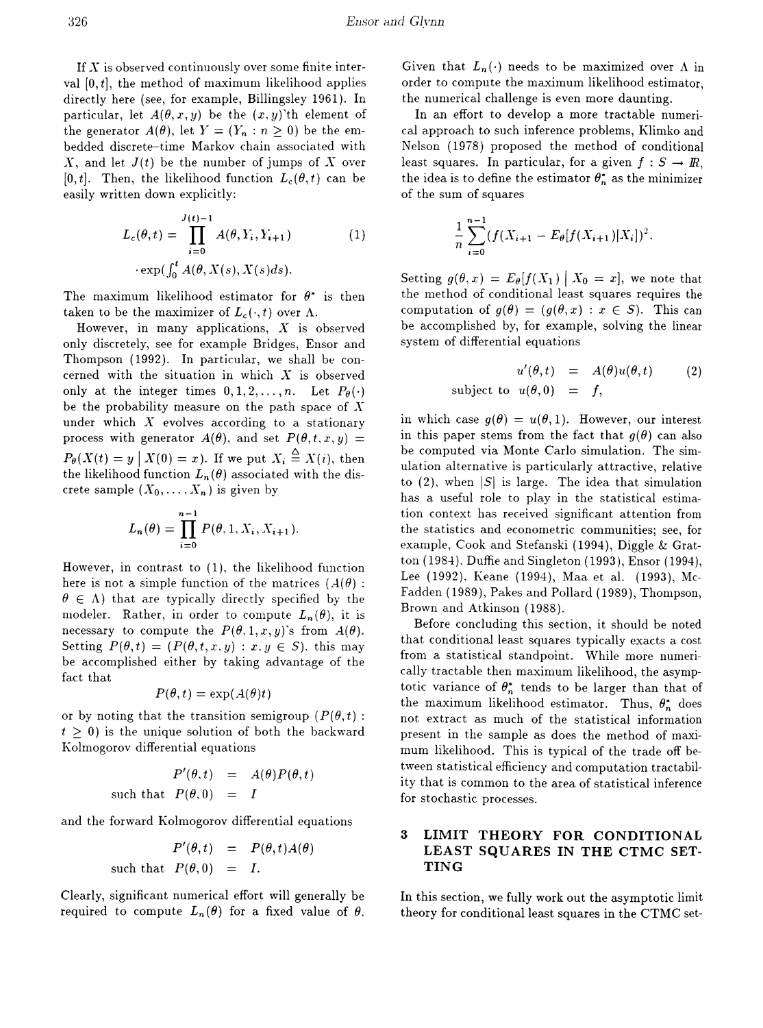If $X$ is observed continuously over some finite interval $[0, t]$, the method of maximum likelihood applies directly here (see, for example, Billingsley 1961). In particular, let $A(\theta, x, y)$ be the $(x, y)$'th element of the generator $A(\theta)$, let $Y = (Y_n : n \geq 0)$ be the embedded discrete–time Markov chain associated with $X$, and let $J(t)$ be the number of jumps of $X$ over $[0, t]$. Then, the likelihood function $L_c(\theta, t)$ can be easily written down explicitly:

$$L_c(\theta, t) = \prod_{i=0}^{J(t)-1} A(\theta, Y_i, Y_{i+1}) \tag{1}$$
$$\cdot \exp(\textstyle\int_0^t A(\theta, X(s), X(s)ds).$$

The maximum likelihood estimator for $\theta^*$ is then taken to be the maximizer of $L_c(\cdot, t)$ over $\Lambda$.

However, in many applications, $X$ is observed only discretely, see for example Bridges, Ensor and Thompson (1992). In particular, we shall be concerned with the situation in which $X$ is observed only at the integer times $0, 1, 2, \ldots, n$. Let $P_\theta(\cdot)$ be the probability measure on the path space of $X$ under which $X$ evolves according to a stationary process with generator $A(\theta)$, and set $P(\theta, t, x, y) = P_\theta(X(t) = y \mid X(0) = x)$. If we put $X_i \triangleq X(i)$, then the likelihood function $L_n(\theta)$ associated with the discrete sample $(X_0, \ldots, X_n)$ is given by

$$L_n(\theta) = \prod_{i=0}^{n-1} P(\theta, 1, X_i, X_{i+1}).$$

However, in contrast to (1), the likelihood function here is not a simple function of the matrices $(A(\theta) : \theta \in \Lambda)$ that are typically directly specified by the modeler. Rather, in order to compute $L_n(\theta)$, it is necessary to compute the $P(\theta, 1, x, y)$'s from $A(\theta)$. Setting $P(\theta, t) = (P(\theta, t, x, y) : x, y \in S)$, this may be accomplished either by taking advantage of the fact that

$$P(\theta, t) = \exp(A(\theta)t)$$

or by noting that the transition semigroup $(P(\theta, t) : t \geq 0)$ is the unique solution of both the backward Kolmogorov differential equations

$$\begin{aligned} P'(\theta, t) &= A(\theta)P(\theta, t) \\ \text{such that } P(\theta, 0) &= I \end{aligned}$$

and the forward Kolmogorov differential equations

$$\begin{aligned} P'(\theta, t) &= P(\theta, t)A(\theta) \\ \text{such that } P(\theta, 0) &= I. \end{aligned}$$

Clearly, significant numerical effort will generally be required to compute $L_n(\theta)$ for a fixed value of $\theta$. Given that $L_n(\cdot)$ needs to be maximized over $\Lambda$ in order to compute the maximum likelihood estimator, the numerical challenge is even more daunting.

In an effort to develop a more tractable numerical approach to such inference problems, Klimko and Nelson (1978) proposed the method of conditional least squares. In particular, for a given $f : S \to \mathbb{R}$, the idea is to define the estimator $\theta_n^*$ as the minimizer of the sum of squares

$$\frac{1}{n} \sum_{i=0}^{n-1} (f(X_{i+1} - E_\theta[f(X_{i+1})|X_i])^2.$$

Setting $g(\theta, x) = E_\theta[f(X_1) \mid X_0 = x]$, we note that the method of conditional least squares requires the computation of $g(\theta) = (g(\theta, x) : x \in S)$. This can be accomplished by, for example, solving the linear system of differential equations

$$\begin{aligned} u'(\theta, t) &= A(\theta)u(\theta, t) \\ \text{subject to } u(\theta, 0) &= f, \end{aligned} \tag{2}$$

in which case $g(\theta) = u(\theta, 1)$. However, our interest in this paper stems from the fact that $g(\theta)$ can also be computed via Monte Carlo simulation. The simulation alternative is particularly attractive, relative to (2), when $|S|$ is large. The idea that simulation has a useful role to play in the statistical estimation context has received significant attention from the statistics and econometric communities; see, for example, Cook and Stefanski (1994), Diggle & Gratton (1984), Duffie and Singleton (1993), Ensor (1994), Lee (1992), Keane (1994), Maa et al. (1993), McFadden (1989), Pakes and Pollard (1989), Thompson, Brown and Atkinson (1988).

Before concluding this section, it should be noted that conditional least squares typically exacts a cost from a statistical standpoint. While more numerically tractable then maximum likelihood, the asymptotic variance of $\theta_n^*$ tends to be larger than that of the maximum likelihood estimator. Thus, $\theta_n^*$ does not extract as much of the statistical information present in the sample as does the method of maximum likelihood. This is typical of the trade off between statistical efficiency and computation tractability that is common to the area of statistical inference for stochastic processes.

## 3 LIMIT THEORY FOR CONDITIONAL LEAST SQUARES IN THE CTMC SETTING

In this section, we fully work out the asymptotic limit theory for conditional least squares in the CTMC set-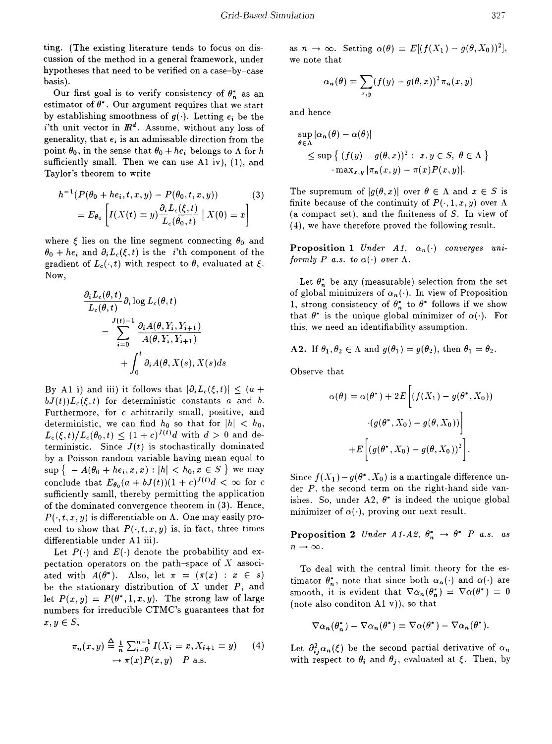ting. (The existing literature tends to focus on discussion of the method in a general framework, under hypotheses that need to be verified on a case-by-case basis).

Our first goal is to verify consistency of $\theta_n^*$ as an estimator of $\theta^*$. Our argument requires that we start by establishing smoothness of $g(\cdot)$. Letting $e_i$ be the $i$'th unit vector in $\mathbb{R}^d$. Assume, without any loss of generality, that $e_i$ is an admissable direction from the point $\theta_0$, in the sense that $\theta_0 + he_i$ belongs to $\Lambda$ for $h$ sufficiently small. Then we can use A1 iv), (1), and Taylor's theorem to write

$$h^{-1}(P(\theta_0 + he_i, t, x, y)) - P(\theta_0, t, x, y)) \tag{3}$$
$$= E_{\theta_0}\left[ I(X(t) = y)\frac{\partial_i L_c(\xi, t)}{L_c(\theta_0, t)} \mid X(0) = x \right]$$

where $\xi$ lies on the line segment connecting $\theta_0$ and $\theta_0 + he_i$ and $\partial_i L_c(\xi, t)$ is the $i$'th component of the gradient of $L_c(\cdot, t)$ with respect to $\theta$, evaluated at $\xi$. Now,

$$\frac{\partial_i L_c(\theta, t)}{L_c(\theta, t)} \partial_i \log L_c(\theta, t)$$
$$= \sum_{i=0}^{J(t)-1} \frac{\partial_i A(\theta, Y_i, Y_{i+1})}{A(\theta, Y_i, Y_{i+1})}$$
$$+ \int_0^t \partial_i A(\theta, X(s), X(s)ds$$

By A1 i) and iii) it follows that $|\partial_i L_c(\xi, t)| \leq (a + bJ(t))L_c(\xi, t)$ for deterministic constants $a$ and $b$. Furthermore, for $c$ arbitrarily small, positive, and deterministic, we can find $h_0$ so that for $|h| < h_0$, $L_c(\xi, t)/L_c(\theta_0, t) \leq (1 + c)^{J(t)}d$ with $d > 0$ and deterministic. Since $J(t)$ is stochastically dominated by a Poisson random variable having mean equal to $\sup\{ -A(\theta_0 + he_i, x, x) : |h| < h_0, x \in S \}$ we may conclude that $E_{\theta_0}(a + bJ(t))(1 + c)^{J(t)}d < \infty$ for $c$ sufficiently samll, thereby permitting the application of the dominated convergence theorem in (3). Hence, $P(\cdot, t, x, y)$ is differentiable on $\Lambda$. One may easily proceed to show that $P(\cdot, t, x, y)$ is, in fact, three times differentiable under A1 iii).

Let $P(\cdot)$ and $E(\cdot)$ denote the probability and expectation operators on the path-space of $X$ associated with $A(\theta^*)$. Also, let $\pi = (\pi(x) : x \in s)$ be the stationary distribution of $X$ under $P$, and let $P(x, y) = P(\theta^*, 1, x, y)$. The strong law of large numbers for irreducible CTMC's guarantees that for $x, y \in S$,

$$\pi_n(x, y) \triangleq \tfrac{1}{n}\textstyle\sum_{i=0}^{n-1} I(X_i = x, X_{i+1} = y) \tag{4}$$
$$\to \pi(x)P(x, y) \quad P \text{ a.s.}$$

as $n \to \infty$. Setting $\alpha(\theta) = E[(f(X_1) - g(\theta, X_0))^2]$, we note that

$$\alpha_n(\theta) = \sum_{x,y}(f(y) - g(\theta, x))^2 \pi_n(x, y)$$

and hence

$$\sup_{\theta\in\Lambda} |\alpha_n(\theta) - \alpha(\theta)|$$
$$\leq \sup\{ (f(y) - g(\theta, x))^2 : x, y \in S, \theta \in \Lambda \}$$
$$\cdot \max_{x,y} |\pi_n(x, y) - \pi(x)P(x, y)|.$$

The supremum of $|g(\theta, x)|$ over $\theta \in \Lambda$ and $x \in S$ is finite because of the continuity of $P(\cdot, 1, x, y)$ over $\Lambda$ (a compact set), and the finiteness of $S$. In view of (4), we have therefore proved the following result.

**Proposition 1** *Under A1, $\alpha_n(\cdot)$ converges uniformly $P$ a.s. to $\alpha(\cdot)$ over $\Lambda$.*

Let $\theta_n^*$ be any (measurable) selection from the set of global minimizers of $\alpha_n(\cdot)$. In view of Proposition 1, strong consistency of $\theta_n^*$ to $\theta^*$ follows if we show that $\theta^*$ is the unique global minimizer of $\alpha(\cdot)$. For this, we need an identifiability assumption.

**A2.** If $\theta_1, \theta_2 \in \Lambda$ and $g(\theta_1) = g(\theta_2)$, then $\theta_1 = \theta_2$.

Observe that

$$\alpha(\theta) = \alpha(\theta^*) + 2E\Big[(f(X_1) - g(\theta^*, X_0))$$
$$\cdot (g(\theta^*, X_0) - g(\theta, X_0))\Big]$$
$$+ E\Big[(g(\theta^*, X_0) - g(\theta, X_0))^2\Big].$$

Since $f(X_1) - g(\theta^*, X_0)$ is a martingale difference under $P$, the second term on the right-hand side vanishes. So, under A2, $\theta^*$ is indeed the unique global minimizer of $\alpha(\cdot)$, proving our next result.

**Proposition 2** *Under A1-A2, $\theta_n^* \to \theta^*$ $P$ a.s. as $n \to \infty$.*

To deal with the central limit theory for the estimator $\theta_n^*$, note that since both $\alpha_n(\cdot)$ and $\alpha(\cdot)$ are smooth, it is evident that $\nabla\alpha_n(\theta_n^*) = \nabla\alpha(\theta^*) = 0$ (note also conditon A1 v)), so that

$$\nabla\alpha_n(\theta_n^*) - \nabla\alpha_n(\theta^*) = \nabla\alpha(\theta^*) - \nabla\alpha_n(\theta^*).$$

Let $\partial_{ij}^2 \alpha_n(\xi)$ be the second partial derivative of $\alpha_n$ with respect to $\theta_i$ and $\theta_j$, evaluated at $\xi$. Then, by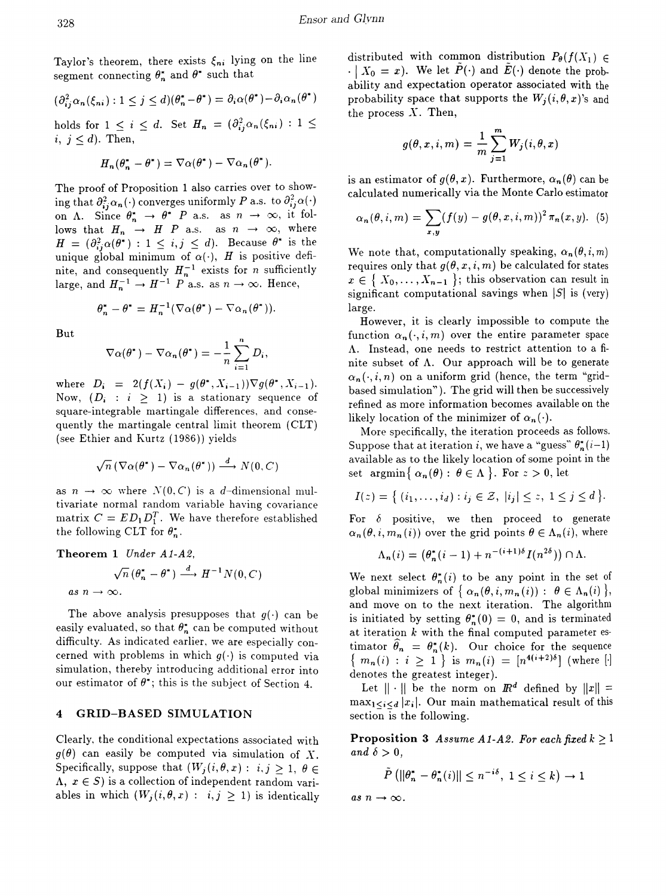Taylor's theorem, there exists $\xi_{ni}$ lying on the line segment connecting $\theta_n^*$ and $\theta^*$ such that

$$(\partial_{ij}^2 \alpha_n(\xi_{ni}) : 1 \le j \le d)(\theta_n^* - \theta^*) = \partial_i \alpha(\theta^*) - \partial_i \alpha_n(\theta^*)$$

holds for $1 \le i \le d$. Set $H_n = (\partial_{ij}^2 \alpha_n(\xi_{ni}) : 1 \le i, j \le d)$. Then,

$$H_n(\theta_n^* - \theta^*) = \nabla\alpha(\theta^*) - \nabla\alpha_n(\theta^*).$$

The proof of Proposition 1 also carries over to showing that $\partial_{ij}^2 \alpha_n(\cdot)$ converges uniformly $P$ a.s. to $\partial_{ij}^2 \alpha(\cdot)$ on $\Lambda$. Since $\theta_n^* \to \theta^*$ $P$ a.s. as $n \to \infty$, it follows that $H_n \to H$ $P$ a.s. as $n \to \infty$, where $H = (\partial_{ij}^2 \alpha(\theta^*) : 1 \le i, j \le d)$. Because $\theta^*$ is the unique global minimum of $\alpha(\cdot)$, $H$ is positive definite, and consequently $H_n^{-1}$ exists for $n$ sufficiently large, and $H_n^{-1} \to H^{-1}$ $P$ a.s. as $n \to \infty$. Hence,

$$\theta_n^* - \theta^* = H_n^{-1}(\nabla\alpha(\theta^*) - \nabla\alpha_n(\theta^*)).$$

But

$$\nabla\alpha(\theta^*) - \nabla\alpha_n(\theta^*) = -\frac{1}{n}\sum_{i=1}^{n} D_i,$$

where $D_i = 2(f(X_i) - g(\theta^*, X_{i-1}))\nabla g(\theta^*, X_{i-1})$. Now, $(D_i : i \ge 1)$ is a stationary sequence of square-integrable martingale differences, and consequently the martingale central limit theorem (CLT) (see Ethier and Kurtz (1986)) yields

$$\sqrt{n}\,(\nabla\alpha(\theta^*) - \nabla\alpha_n(\theta^*)) \xrightarrow{d} N(0, C)$$

as $n \to \infty$ where $N(0, C)$ is a $d$-dimensional multivariate normal random variable having covariance matrix $C = ED_1D_1^T$. We have therefore established the following CLT for $\theta_n^*$.

**Theorem 1** *Under A1-A2,*

$$\sqrt{n}\,(\theta_n^* - \theta^*) \xrightarrow{d} H^{-1}N(0, C)$$

*as $n \to \infty$.*

The above analysis presupposes that $g(\cdot)$ can be easily evaluated, so that $\theta_n^*$ can be computed without difficulty. As indicated earlier, we are especially concerned with problems in which $g(\cdot)$ is computed via simulation, thereby introducing additional error into our estimator of $\theta^*$; this is the subject of Section 4.

## 4 GRID-BASED SIMULATION

Clearly, the conditional expectations associated with $g(\theta)$ can easily be computed via simulation of $X$. Specifically, suppose that $(W_j(i, \theta, x) : i, j \ge 1, \theta \in \Lambda, x \in S)$ is a collection of independent random variables in which $(W_j(i, \theta, x) : i, j \ge 1)$ is identically distributed with common distribution $P_\theta(f(X_1) \in \cdot \mid X_0 = x)$. We let $\tilde{P}(\cdot)$ and $\tilde{E}(\cdot)$ denote the probability and expectation operator associated with the probability space that supports the $W_j(i, \theta, x)$'s and the process $X$. Then,

$$g(\theta, x, i, m) = \frac{1}{m}\sum_{j=1}^{m} W_j(i, \theta, x)$$

is an estimator of $g(\theta, x)$. Furthermore, $\alpha_n(\theta)$ can be calculated numerically via the Monte Carlo estimator

$$\alpha_n(\theta, i, m) = \sum_{x,y}(f(y) - g(\theta, x, i, m))^2\,\pi_n(x, y). \quad (5)$$

We note that, computationally speaking, $\alpha_n(\theta, i, m)$ requires only that $g(\theta, x, i, m)$ be calculated for states $x \in \{ X_0, \ldots, X_{n-1} \}$; this observation can result in significant computational savings when $|S|$ is (very) large.

However, it is clearly impossible to compute the function $\alpha_n(\cdot, i, m)$ over the entire parameter space $\Lambda$. Instead, one needs to restrict attention to a finite subset of $\Lambda$. Our approach will be to generate $\alpha_n(\cdot, i, n)$ on a uniform grid (hence, the term "grid-based simulation"). The grid will then be successively refined as more information becomes available on the likely location of the minimizer of $\alpha_n(\cdot)$.

More specifically, the iteration proceeds as follows. Suppose that at iteration $i$, we have a "guess" $\theta_n^*(i-1)$ available as to the likely location of some point in the set $\operatorname{argmin}\{ \alpha_n(\theta) : \theta \in \Lambda \}$. For $z > 0$, let

$$I(z) = \{ (i_1, \ldots, i_d) : i_j \in \mathcal{Z},\ |i_j| \le z,\ 1 \le j \le d \}.$$

For $\delta$ positive, we then proceed to generate $\alpha_n(\theta, i, m_n(i))$ over the grid points $\theta \in \Lambda_n(i)$, where

$$\Lambda_n(i) = (\theta_n^*(i-1) + n^{-(i+1)\delta} I(n^{2\delta})) \cap \Lambda.$$

We next select $\theta_n^*(i)$ to be any point in the set of global minimizers of $\{ \alpha_n(\theta, i, m_n(i)) : \theta \in \Lambda_n(i) \}$, and move on to the next iteration. The algorithm is initiated by setting $\theta_n^*(0) = 0$, and is terminated at iteration $k$ with the final computed parameter estimator $\widehat{\theta}_n = \theta_n^*(k)$. Our choice for the sequence $\{ m_n(i) : i \ge 1 \}$ is $m_n(i) = [n^{4(i+2)\delta}]$ (where $[\cdot]$ denotes the greatest integer).

Let $\|\cdot\|$ be the norm on $\mathbb{R}^d$ defined by $\|x\| = \max_{1 \le i \le d}|x_i|$. Our main mathematical result of this section is the following.

**Proposition 3** *Assume A1-A2. For each fixed $k \ge 1$ and $\delta > 0$,*

$$\tilde{P}\left(\|\theta_n^* - \theta_n^*(i)\| \le n^{-i\delta},\ 1 \le i \le k\right) \to 1$$

*as $n \to \infty$.*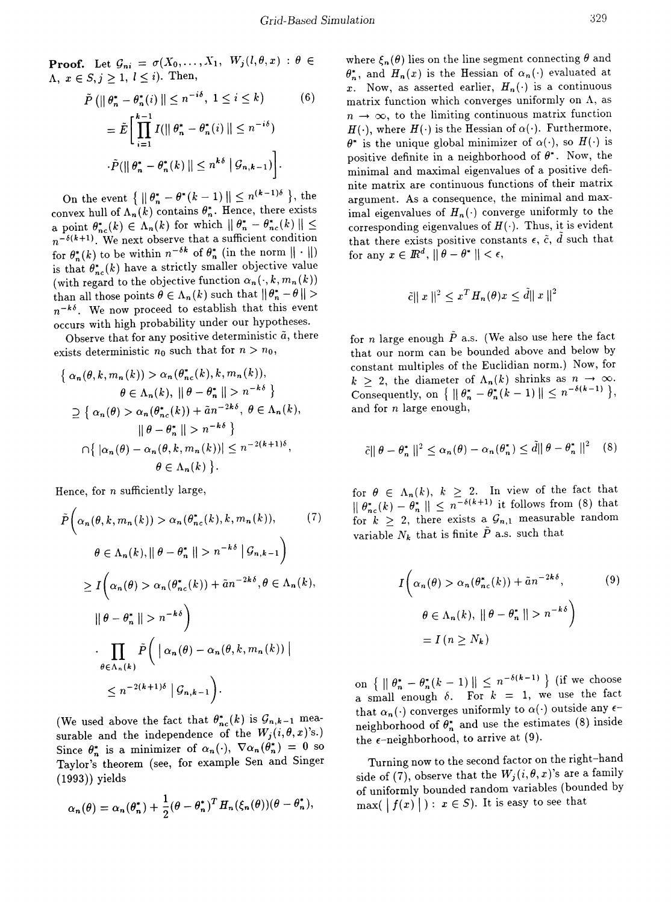**Proof.** Let $\mathcal{G}_{ni} = \sigma(X_0, \ldots, X_1,\ W_j(l, \theta, x) : \theta \in \Lambda,\ x \in S, j \geq 1,\ l \leq i)$. Then,

$$\tilde{P}\left(\| \theta_n^* - \theta_n^*(i) \| \leq n^{-i\delta},\ 1 \leq i \leq k\right) \tag{6}$$
$$= \tilde{E}\Bigg[\prod_{i=1}^{k-1} I(\| \theta_n^* - \theta_n^*(i) \| \leq n^{-i\delta})$$
$$\cdot \tilde{P}(\| \theta_n^* - \theta_n^*(k) \| \leq n^{k\delta} \mid \mathcal{G}_{n,k-1})\Bigg].$$

On the event $\{ \| \theta_n^* - \theta^*(k-1) \| \leq n^{(k-1)\delta} \}$, the convex hull of $\Lambda_n(k)$ contains $\theta_n^*$. Hence, there exists a point $\theta_{nc}^*(k) \in \Lambda_n(k)$ for which $\| \theta_n^* - \theta_{nc}^*(k) \| \leq n^{-\delta(k+1)}$. We next observe that a sufficient condition for $\theta_n^*(k)$ to be within $n^{-\delta k}$ of $\theta_n^*$ (in the norm $\| \cdot \|$) is that $\theta_{nc}^*(k)$ have a strictly smaller objective value (with regard to the objective function $\alpha_n(\cdot, k, m_n(k))$ than all those points $\theta \in \Lambda_n(k)$ such that $\|\theta_n^* - \theta\| > n^{-k\delta}$. We now proceed to establish that this event occurs with high probability under our hypotheses.

Observe that for any positive deterministic $\tilde{a}$, there exists deterministic $n_0$ such that for $n > n_0$,

$$\{ \alpha_n(\theta, k, m_n(k)) > \alpha_n(\theta_{nc}^*(k), k, m_n(k)),$$
$$\theta \in \Lambda_n(k),\ \| \theta - \theta_n^* \| > n^{-k\delta} \}$$
$$\supseteq \{ \alpha_n(\theta) > \alpha_n(\theta_{nc}^*(k)) + \tilde{a} n^{-2k\delta},\ \theta \in \Lambda_n(k),$$
$$\| \theta - \theta_n^* \| > n^{-k\delta} \}$$
$$\cap \{ |\alpha_n(\theta) - \alpha_n(\theta, k, m_n(k))| \leq n^{-2(k+1)\delta},$$
$$\theta \in \Lambda_n(k) \}.$$

Hence, for $n$ sufficiently large,

$$\tilde{P}\Big(\alpha_n(\theta, k, m_n(k)) > \alpha_n(\theta_{nc}^*(k), k, m_n(k)), \tag{7}$$
$$\theta \in \Lambda_n(k), \| \theta - \theta_n^* \| > n^{-k\delta} \mid \mathcal{G}_{n,k-1}\Big)$$
$$\geq I\Big(\alpha_n(\theta) > \alpha_n(\theta_{nc}^*(k)) + \tilde{a} n^{-2k\delta}, \theta \in \Lambda_n(k),$$
$$\| \theta - \theta_n^* \| > n^{-k\delta}\Big)$$
$$\cdot \prod_{\theta \in \Lambda_n(k)} \tilde{P}\Big( \mid \alpha_n(\theta) - \alpha_n(\theta, k, m_n(k)) \mid$$
$$\leq n^{-2(k+1)\delta} \mid \mathcal{G}_{n,k-1}\Big).$$

(We used above the fact that $\theta_{nc}^*(k)$ is $\mathcal{G}_{n,k-1}$ measurable and the independence of the $W_j(i, \theta, x)$'s.) Since $\theta_n^*$ is a minimizer of $\alpha_n(\cdot)$, $\nabla \alpha_n(\theta_n^*) = 0$ so Taylor's theorem (see, for example Sen and Singer (1993)) yields

$$\alpha_n(\theta) = \alpha_n(\theta_n^*) + \frac{1}{2}(\theta - \theta_n^*)^T H_n(\xi_n(\theta))(\theta - \theta_n^*),$$

where $\xi_n(\theta)$ lies on the line segment connecting $\theta$ and $\theta_n^*$, and $H_n(x)$ is the Hessian of $\alpha_n(\cdot)$ evaluated at $x$. Now, as asserted earlier, $H_n(\cdot)$ is a continuous matrix function which converges uniformly on $\Lambda$, as $n \to \infty$, to the limiting continuous matrix function $H(\cdot)$, where $H(\cdot)$ is the Hessian of $\alpha(\cdot)$. Furthermore, $\theta^*$ is the unique global minimizer of $\alpha(\cdot)$, so $H(\cdot)$ is positive definite in a neighborhood of $\theta^*$. Now, the minimal and maximal eigenvalues of a positive definite matrix are continuous functions of their matrix argument. As a consequence, the minimal and maximal eigenvalues of $H_n(\cdot)$ converge uniformly to the corresponding eigenvalues of $H(\cdot)$. Thus, it is evident that there exists positive constants $\epsilon$, $\tilde{c}$, $\tilde{d}$ such that for any $x \in \mathbb{R}^d$, $\| \theta - \theta^* \| < \epsilon$,

$$\tilde{c} \| x \|^2 \leq x^T H_n(\theta) x \leq \tilde{d} \| x \|^2$$

for $n$ large enough $\tilde{P}$ a.s. (We also use here the fact that our norm can be bounded above and below by constant multiples of the Euclidian norm.) Now, for $k \geq 2$, the diameter of $\Lambda_n(k)$ shrinks as $n \to \infty$. Consequently, on $\{ \| \theta_n^* - \theta_n^*(k-1) \| \leq n^{-\delta(k-1)} \}$, and for $n$ large enough,

$$\tilde{c} \| \theta - \theta_n^* \|^2 \leq \alpha_n(\theta) - \alpha_n(\theta_n^*) \leq \tilde{d} \| \theta - \theta_n^* \|^2 \tag{8}$$

for $\theta \in \Lambda_n(k)$, $k \geq 2$. In view of the fact that $\| \theta_{nc}^*(k) - \theta_n^* \| \leq n^{-\delta(k+1)}$ it follows from (8) that for $k \geq 2$, there exists a $\mathcal{G}_{n,1}$ measurable random variable $N_k$ that is finite $\tilde{P}$ a.s. such that

$$I\Big(\alpha_n(\theta) > \alpha_n(\theta_{nc}^*(k)) + \tilde{a} n^{-2k\delta}, \tag{9}$$
$$\theta \in \Lambda_n(k),\ \| \theta - \theta_n^* \| > n^{-k\delta}\Big)$$
$$= I(n \geq N_k)$$

on $\{ \| \theta_n^* - \theta_n^*(k-1) \| \leq n^{-\delta(k-1)} \}$ (if we choose a small enough $\delta$. For $k = 1$, we use the fact that $\alpha_n(\cdot)$ converges uniformly to $\alpha(\cdot)$ outside any $\epsilon$-neighborhood of $\theta_n^*$ and use the estimates (8) inside the $\epsilon$-neighborhood, to arrive at (9).

Turning now to the second factor on the right-hand side of (7), observe that the $W_j(i, \theta, x)$'s are a family of uniformly bounded random variables (bounded by $\max( \mid f(x) \mid ) : x \in S)$. It is easy to see that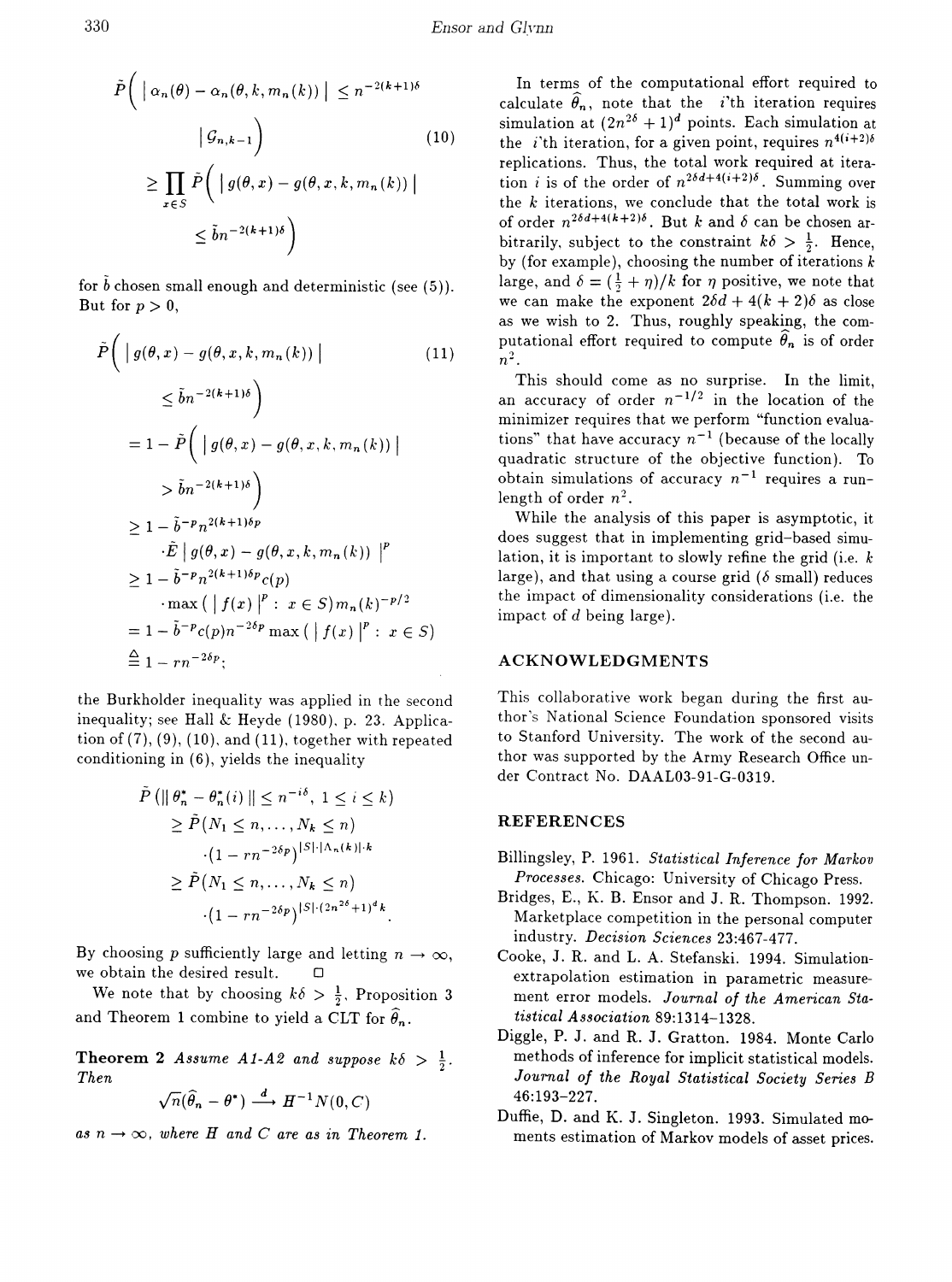$$\tilde{P}\Big( \mid \alpha_n(\theta) - \alpha_n(\theta, k, m_n(k)) \mid \leq n^{-2(k+1)\delta} \mid \mathcal{G}_{n,k-1}\Big) \tag{10}$$

$$\geq \prod_{x \in S} \tilde{P}\Big( \mid g(\theta, x) - g(\theta, x, k, m_n(k)) \mid \leq \tilde{b} n^{-2(k+1)\delta}\Big)$$

for $\tilde{b}$ chosen small enough and deterministic (see (5)). But for $p > 0$,

$$\tilde{P}\Big( \mid g(\theta, x) - g(\theta, x, k, m_n(k)) \mid \leq \tilde{b} n^{-2(k+1)\delta}\Big) \tag{11}$$

$$= 1 - \tilde{P}\Big( \mid g(\theta, x) - g(\theta, x, k, m_n(k)) \mid > \tilde{b} n^{-2(k+1)\delta}\Big)$$

$$\geq 1 - \tilde{b}^{-p} n^{2(k+1)\delta p} \cdot \tilde{E} \mid g(\theta, x) - g(\theta, x, k, m_n(k)) \mid^p$$

$$\geq 1 - \tilde{b}^{-p} n^{2(k+1)\delta p} c(p) \cdot \max\left( \mid f(x) \mid^p : x \in S \right) m_n(k)^{-p/2}$$

$$= 1 - \tilde{b}^{-p} c(p) n^{-2\delta p} \max\left( \mid f(x) \mid^p : x \in S \right)$$

$$\triangleq 1 - r n^{-2\delta p};$$

the Burkholder inequality was applied in the second inequality; see Hall & Heyde (1980), p. 23. Application of (7), (9), (10), and (11), together with repeated conditioning in (6), yields the inequality

$$\tilde{P}\left( \| \theta_n^* - \theta_n^*(i) \| \leq n^{-i\delta},\ 1 \leq i \leq k \right)$$

$$\geq \tilde{P}(N_1 \leq n, \ldots, N_k \leq n) \cdot \left(1 - r n^{-2\delta p}\right)^{|S| \cdot |\Lambda_n(k)| \cdot k}$$

$$\geq \tilde{P}(N_1 \leq n, \ldots, N_k \leq n) \cdot \left(1 - r n^{-2\delta p}\right)^{|S| \cdot (2n^{2\delta}+1)^d k}.$$

By choosing $p$ sufficiently large and letting $n \to \infty$, we obtain the desired result. □

We note that by choosing $k\delta > \frac{1}{2}$, Proposition 3 and Theorem 1 combine to yield a CLT for $\widehat{\theta}_n$.

**Theorem 2** *Assume A1-A2 and suppose $k\delta > \frac{1}{2}$. Then*

$$\sqrt{n}(\widehat{\theta}_n - \theta^*) \xrightarrow{d} H^{-1} N(0, C)$$

*as $n \to \infty$, where $H$ and $C$ are as in Theorem 1.*

In terms of the computational effort required to calculate $\widehat{\theta}_n$, note that the $i$'th iteration requires simulation at $(2n^{2\delta} + 1)^d$ points. Each simulation at the $i$'th iteration, for a given point, requires $n^{4(i+2)\delta}$ replications. Thus, the total work required at iteration $i$ is of the order of $n^{2\delta d + 4(i+2)\delta}$. Summing over the $k$ iterations, we conclude that the total work is of order $n^{2\delta d + 4(k+2)\delta}$. But $k$ and $\delta$ can be chosen arbitrarily, subject to the constraint $k\delta > \frac{1}{2}$. Hence, by (for example), choosing the number of iterations $k$ large, and $\delta = (\frac{1}{2} + \eta)/k$ for $\eta$ positive, we note that we can make the exponent $2\delta d + 4(k+2)\delta$ as close as we wish to 2. Thus, roughly speaking, the computational effort required to compute $\widehat{\theta}_n$ is of order $n^2$.

This should come as no surprise. In the limit, an accuracy of order $n^{-1/2}$ in the location of the minimizer requires that we perform "function evaluations" that have accuracy $n^{-1}$ (because of the locally quadratic structure of the objective function). To obtain simulations of accuracy $n^{-1}$ requires a run-length of order $n^2$.

While the analysis of this paper is asymptotic, it does suggest that in implementing grid-based simulation, it is important to slowly refine the grid (i.e. $k$ large), and that using a course grid ($\delta$ small) reduces the impact of dimensionality considerations (i.e. the impact of $d$ being large).

## ACKNOWLEDGMENTS

This collaborative work began during the first author's National Science Foundation sponsored visits to Stanford University. The work of the second author was supported by the Army Research Office under Contract No. DAAL03-91-G-0319.

## REFERENCES

Billingsley, P. 1961. *Statistical Inference for Markov Processes.* Chicago: University of Chicago Press.

Bridges, E., K. B. Ensor and J. R. Thompson. 1992. Marketplace competition in the personal computer industry. *Decision Sciences* 23:467-477.

Cooke, J. R. and L. A. Stefanski. 1994. Simulation-extrapolation estimation in parametric measurement error models. *Journal of the American Statistical Association* 89:1314-1328.

Diggle, P. J. and R. J. Gratton. 1984. Monte Carlo methods of inference for implicit statistical models. *Journal of the Royal Statistical Society Series B* 46:193-227.

Duffie, D. and K. J. Singleton. 1993. Simulated moments estimation of Markov models of asset prices.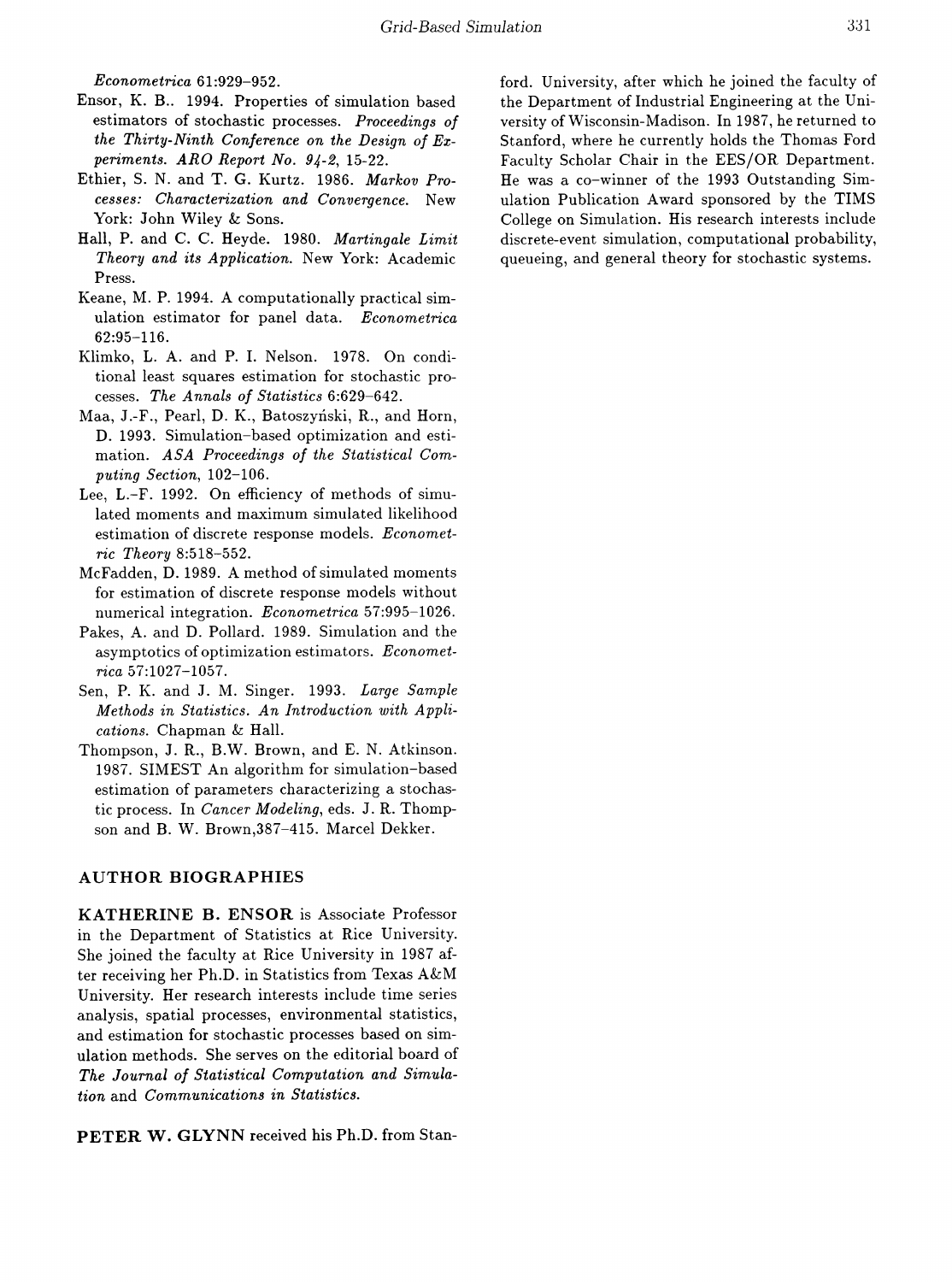*Econometrica* 61:929–952.

Ensor, K. B.. 1994. Properties of simulation based estimators of stochastic processes. *Proceedings of the Thirty-Ninth Conference on the Design of Experiments. ARO Report No. 94-2*, 15-22.

Ethier, S. N. and T. G. Kurtz. 1986. *Markov Processes: Characterization and Convergence.* New York: John Wiley & Sons.

Hall, P. and C. C. Heyde. 1980. *Martingale Limit Theory and its Application.* New York: Academic Press.

Keane, M. P. 1994. A computationally practical simulation estimator for panel data. *Econometrica* 62:95–116.

Klimko, L. A. and P. I. Nelson. 1978. On conditional least squares estimation for stochastic processes. *The Annals of Statistics* 6:629–642.

Maa, J.-F., Pearl, D. K., Batoszyński, R., and Horn, D. 1993. Simulation-based optimization and estimation. *ASA Proceedings of the Statistical Computing Section*, 102–106.

Lee, L.-F. 1992. On efficiency of methods of simulated moments and maximum simulated likelihood estimation of discrete response models. *Econometric Theory* 8:518–552.

McFadden, D. 1989. A method of simulated moments for estimation of discrete response models without numerical integration. *Econometrica* 57:995–1026.

Pakes, A. and D. Pollard. 1989. Simulation and the asymptotics of optimization estimators. *Econometrica* 57:1027–1057.

Sen, P. K. and J. M. Singer. 1993. *Large Sample Methods in Statistics. An Introduction with Applications.* Chapman & Hall.

Thompson, J. R., B.W. Brown, and E. N. Atkinson. 1987. SIMEST An algorithm for simulation-based estimation of parameters characterizing a stochastic process. In *Cancer Modeling*, eds. J. R. Thompson and B. W. Brown,387–415. Marcel Dekker.

## AUTHOR BIOGRAPHIES

**KATHERINE B. ENSOR** is Associate Professor in the Department of Statistics at Rice University. She joined the faculty at Rice University in 1987 after receiving her Ph.D. in Statistics from Texas A&M University. Her research interests include time series analysis, spatial processes, environmental statistics, and estimation for stochastic processes based on simulation methods. She serves on the editorial board of *The Journal of Statistical Computation and Simulation* and *Communications in Statistics.*

**PETER W. GLYNN** received his Ph.D. from Stanford. University, after which he joined the faculty of the Department of Industrial Engineering at the University of Wisconsin-Madison. In 1987, he returned to Stanford, where he currently holds the Thomas Ford Faculty Scholar Chair in the EES/OR Department. He was a co-winner of the 1993 Outstanding Simulation Publication Award sponsored by the TIMS College on Simulation. His research interests include discrete-event simulation, computational probability, queueing, and general theory for stochastic systems.